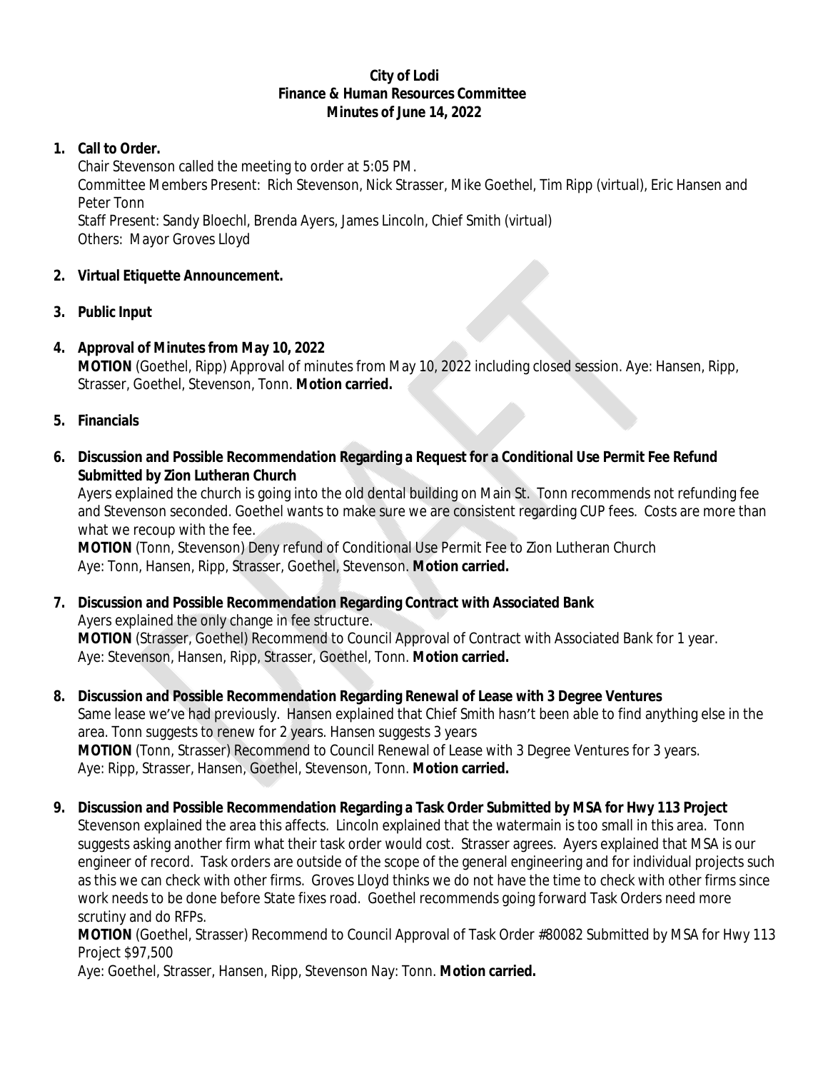**City of Lodi**
**Finance & Human Resources Committee**
**Minutes of June 14, 2022**

1. **Call to Order.**
   Chair Stevenson called the meeting to order at 5:05 PM.
   Committee Members Present: Rich Stevenson, Nick Strasser, Mike Goethel, Tim Ripp (virtual), Eric Hansen and Peter Tonn
   Staff Present: Sandy Bloechl, Brenda Ayers, James Lincoln, Chief Smith (virtual)
   Others: Mayor Groves Lloyd

2. **Virtual Etiquette Announcement.**

3. **Public Input**

4. **Approval of Minutes from May 10, 2022**
   **MOTION** (Goethel, Ripp) Approval of minutes from May 10, 2022 including closed session. Aye: Hansen, Ripp, Strasser, Goethel, Stevenson, Tonn. **Motion carried.**

5. **Financials**

6. **Discussion and Possible Recommendation Regarding a Request for a Conditional Use Permit Fee Refund Submitted by Zion Lutheran Church**
   Ayers explained the church is going into the old dental building on Main St. Tonn recommends not refunding fee and Stevenson seconded. Goethel wants to make sure we are consistent regarding CUP fees. Costs are more than what we recoup with the fee.
   **MOTION** (Tonn, Stevenson) Deny refund of Conditional Use Permit Fee to Zion Lutheran Church
   Aye: Tonn, Hansen, Ripp, Strasser, Goethel, Stevenson. **Motion carried.**

7. **Discussion and Possible Recommendation Regarding Contract with Associated Bank**
   Ayers explained the only change in fee structure.
   **MOTION** (Strasser, Goethel) Recommend to Council Approval of Contract with Associated Bank for 1 year.
   Aye: Stevenson, Hansen, Ripp, Strasser, Goethel, Tonn. **Motion carried.**

8. **Discussion and Possible Recommendation Regarding Renewal of Lease with 3 Degree Ventures**
   Same lease we've had previously. Hansen explained that Chief Smith hasn't been able to find anything else in the area. Tonn suggests to renew for 2 years. Hansen suggests 3 years
   **MOTION** (Tonn, Strasser) Recommend to Council Renewal of Lease with 3 Degree Ventures for 3 years.
   Aye: Ripp, Strasser, Hansen, Goethel, Stevenson, Tonn. **Motion carried.**

9. **Discussion and Possible Recommendation Regarding a Task Order Submitted by MSA for Hwy 113 Project**
   Stevenson explained the area this affects. Lincoln explained that the watermain is too small in this area. Tonn suggests asking another firm what their task order would cost. Strasser agrees. Ayers explained that MSA is our engineer of record. Task orders are outside of the scope of the general engineering and for individual projects such as this we can check with other firms. Groves Lloyd thinks we do not have the time to check with other firms since work needs to be done before State fixes road. Goethel recommends going forward Task Orders need more scrutiny and do RFPs.
   **MOTION** (Goethel, Strasser) Recommend to Council Approval of Task Order #80082 Submitted by MSA for Hwy 113 Project $97,500
   Aye: Goethel, Strasser, Hansen, Ripp, Stevenson Nay: Tonn. **Motion carried.**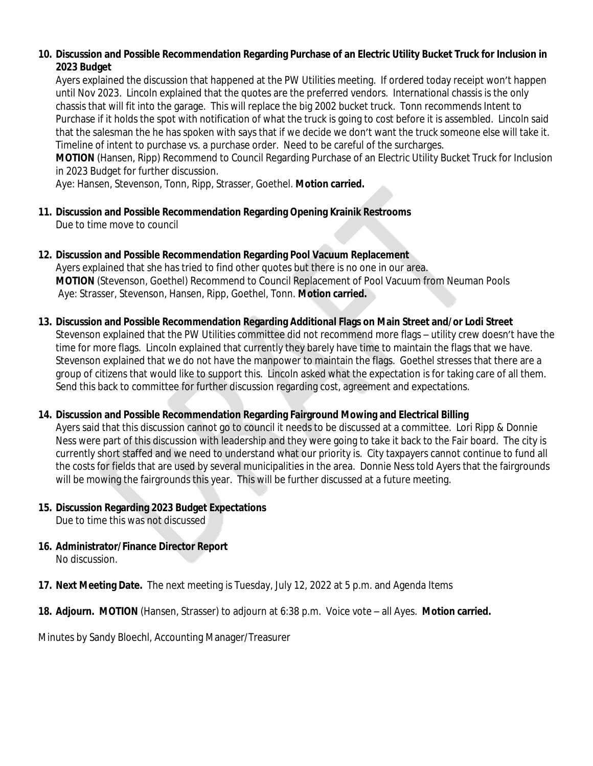**10. Discussion and Possible Recommendation Regarding Purchase of an Electric Utility Bucket Truck for Inclusion in 2023 Budget**

Ayers explained the discussion that happened at the PW Utilities meeting. If ordered today receipt won't happen until Nov 2023. Lincoln explained that the quotes are the preferred vendors. International chassis is the only chassis that will fit into the garage. This will replace the big 2002 bucket truck. Tonn recommends Intent to Purchase if it holds the spot with notification of what the truck is going to cost before it is assembled. Lincoln said that the salesman the he has spoken with says that if we decide we don't want the truck someone else will take it. Timeline of intent to purchase vs. a purchase order. Need to be careful of the surcharges.

**MOTION** (Hansen, Ripp) Recommend to Council Regarding Purchase of an Electric Utility Bucket Truck for Inclusion in 2023 Budget for further discussion.

Aye: Hansen, Stevenson, Tonn, Ripp, Strasser, Goethel. **Motion carried.**

**11. Discussion and Possible Recommendation Regarding Opening Krainik Restrooms**

Due to time move to council

**12. Discussion and Possible Recommendation Regarding Pool Vacuum Replacement**

Ayers explained that she has tried to find other quotes but there is no one in our area.

**MOTION** (Stevenson, Goethel) Recommend to Council Replacement of Pool Vacuum from Neuman Pools

Aye: Strasser, Stevenson, Hansen, Ripp, Goethel, Tonn. **Motion carried.**

**13. Discussion and Possible Recommendation Regarding Additional Flags on Main Street and/or Lodi Street**

Stevenson explained that the PW Utilities committee did not recommend more flags – utility crew doesn't have the time for more flags. Lincoln explained that currently they barely have time to maintain the flags that we have. Stevenson explained that we do not have the manpower to maintain the flags. Goethel stresses that there are a group of citizens that would like to support this. Lincoln asked what the expectation is for taking care of all them. Send this back to committee for further discussion regarding cost, agreement and expectations.

**14. Discussion and Possible Recommendation Regarding Fairground Mowing and Electrical Billing**

Ayers said that this discussion cannot go to council it needs to be discussed at a committee. Lori Ripp & Donnie Ness were part of this discussion with leadership and they were going to take it back to the Fair board. The city is currently short staffed and we need to understand what our priority is. City taxpayers cannot continue to fund all the costs for fields that are used by several municipalities in the area. Donnie Ness told Ayers that the fairgrounds will be mowing the fairgrounds this year. This will be further discussed at a future meeting.

**15. Discussion Regarding 2023 Budget Expectations**

Due to time this was not discussed

**16. Administrator/Finance Director Report**

No discussion.

**17. Next Meeting Date.** The next meeting is Tuesday, July 12, 2022 at 5 p.m. and Agenda Items

**18. Adjourn. MOTION** (Hansen, Strasser) to adjourn at 6:38 p.m. Voice vote – all Ayes. **Motion carried.**

Minutes by Sandy Bloechl, Accounting Manager/Treasurer